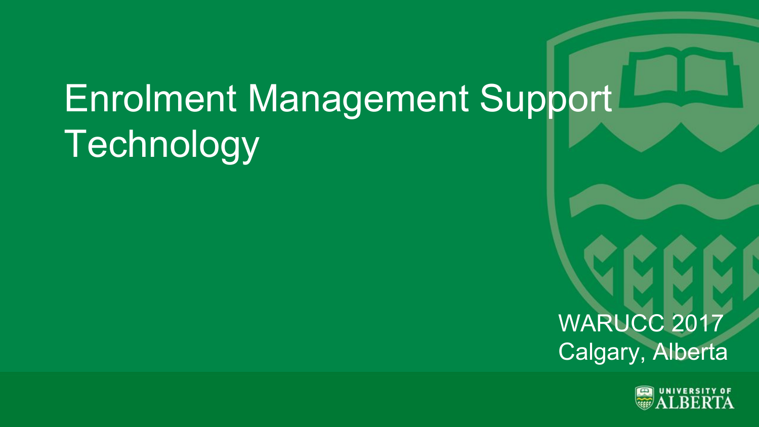# Enrolment Management Support Technology

WARUCC 2017
Calgary, Alberta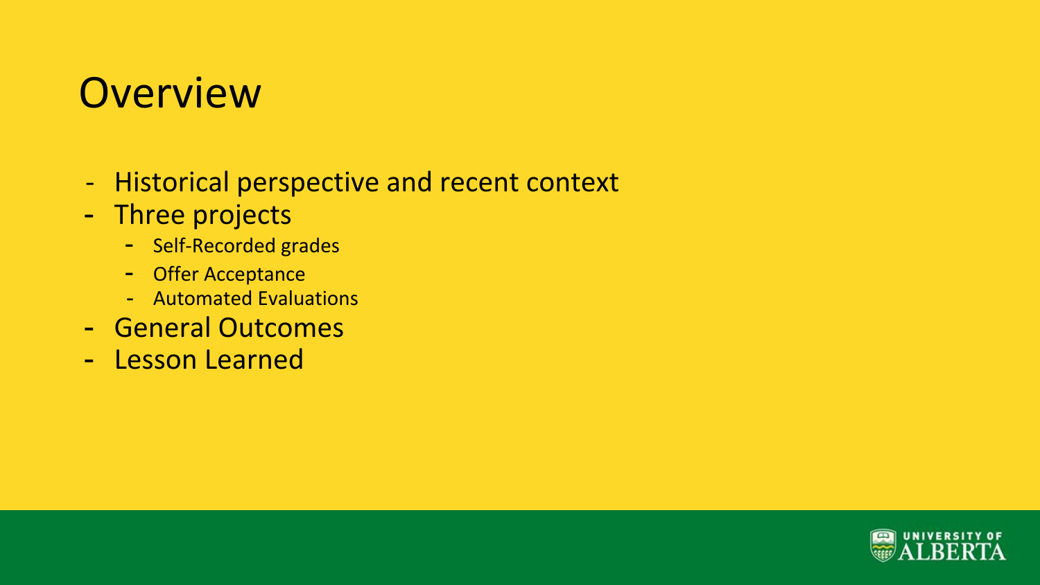# Overview

- Historical perspective and recent context
- Three projects
  - Self-Recorded grades
  - Offer Acceptance
  - Automated Evaluations
- General Outcomes
- Lesson Learned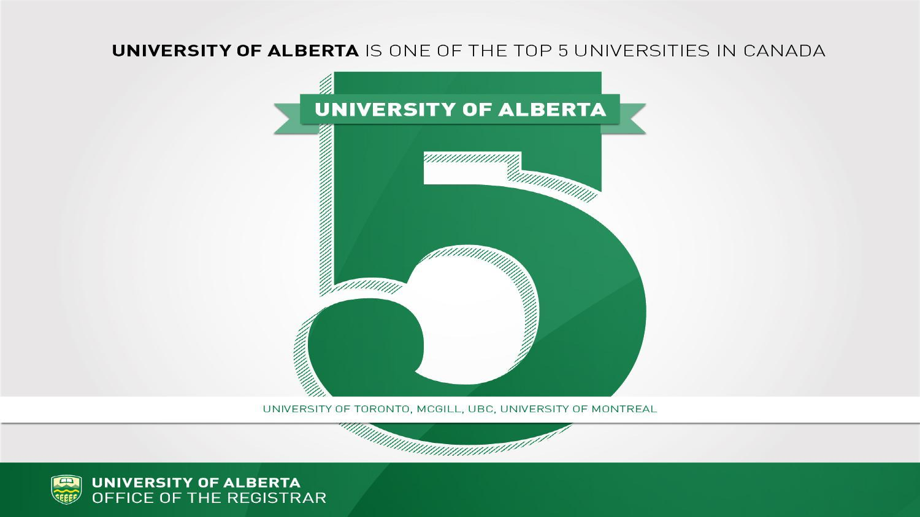# **UNIVERSITY OF ALBERTA** IS ONE OF THE TOP 5 UNIVERSITIES IN CANADA

UNIVERSITY OF ALBERTA

5

UNIVERSITY OF TORONTO, MCGILL, UBC, UNIVERSITY OF MONTREAL

**UNIVERSITY OF ALBERTA**
OFFICE OF THE REGISTRAR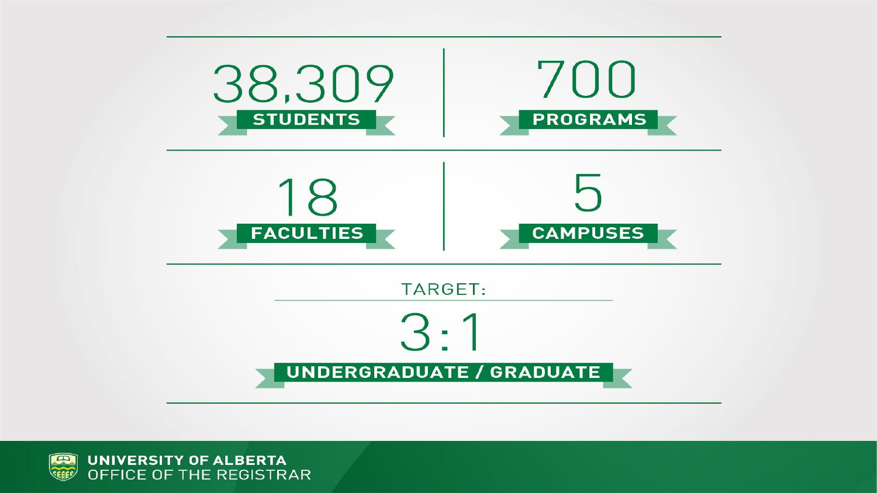**38,309**
STUDENTS

**700**
PROGRAMS

**18**
FACULTIES

**5**
CAMPUSES

TARGET:

**3:1**
UNDERGRADUATE / GRADUATE

UNIVERSITY OF ALBERTA
OFFICE OF THE REGISTRAR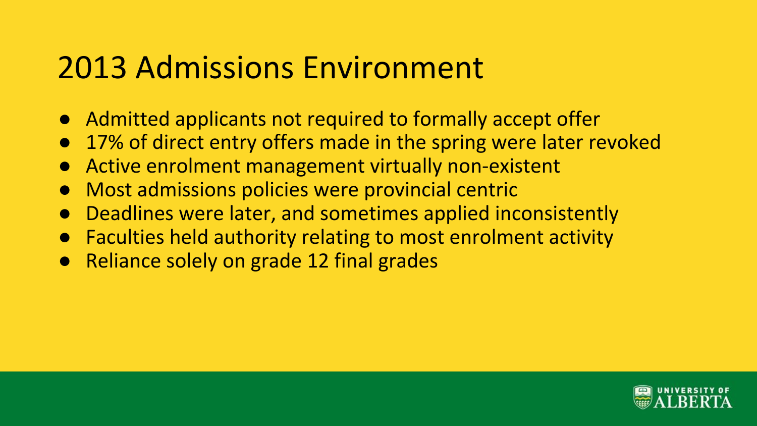# 2013 Admissions Environment

- Admitted applicants not required to formally accept offer
- 17% of direct entry offers made in the spring were later revoked
- Active enrolment management virtually non-existent
- Most admissions policies were provincial centric
- Deadlines were later, and sometimes applied inconsistently
- Faculties held authority relating to most enrolment activity
- Reliance solely on grade 12 final grades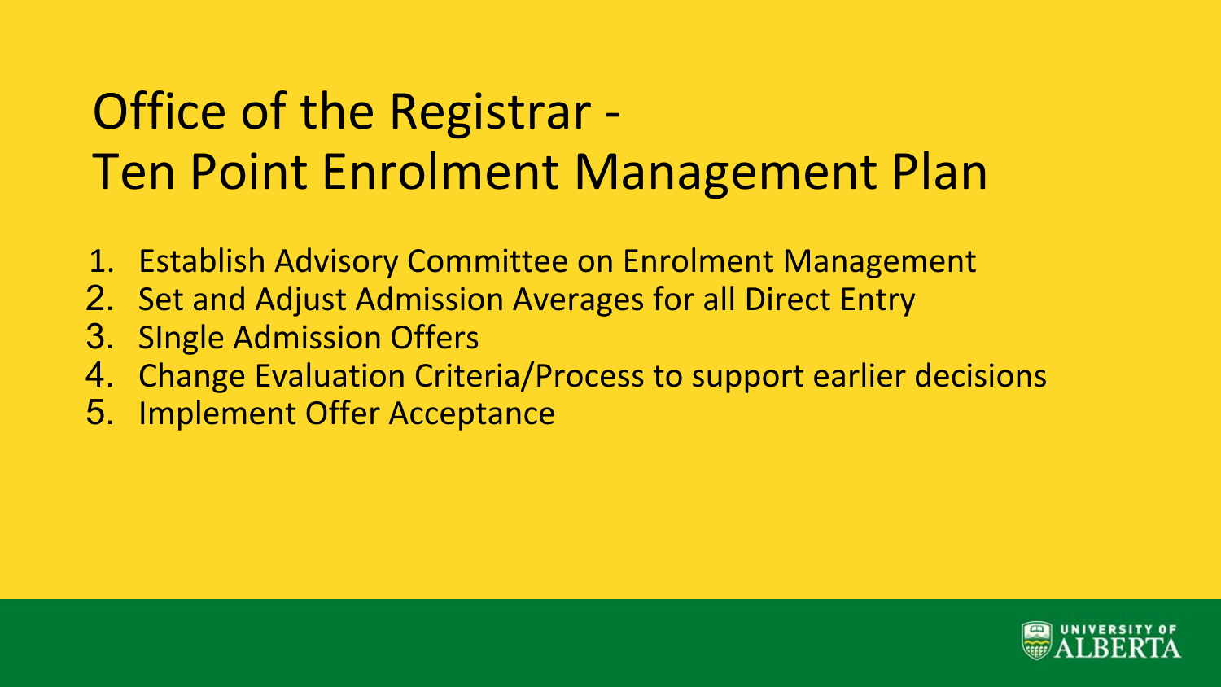# Office of the Registrar - Ten Point Enrolment Management Plan

1. Establish Advisory Committee on Enrolment Management
2. Set and Adjust Admission Averages for all Direct Entry
3. SIngle Admission Offers
4. Change Evaluation Criteria/Process to support earlier decisions
5. Implement Offer Acceptance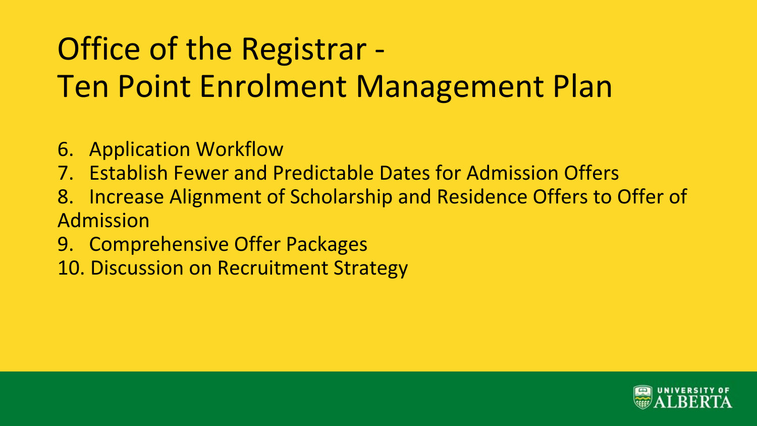# Office of the Registrar - Ten Point Enrolment Management Plan

6. Application Workflow
7. Establish Fewer and Predictable Dates for Admission Offers
8. Increase Alignment of Scholarship and Residence Offers to Offer of Admission
9. Comprehensive Offer Packages
10. Discussion on Recruitment Strategy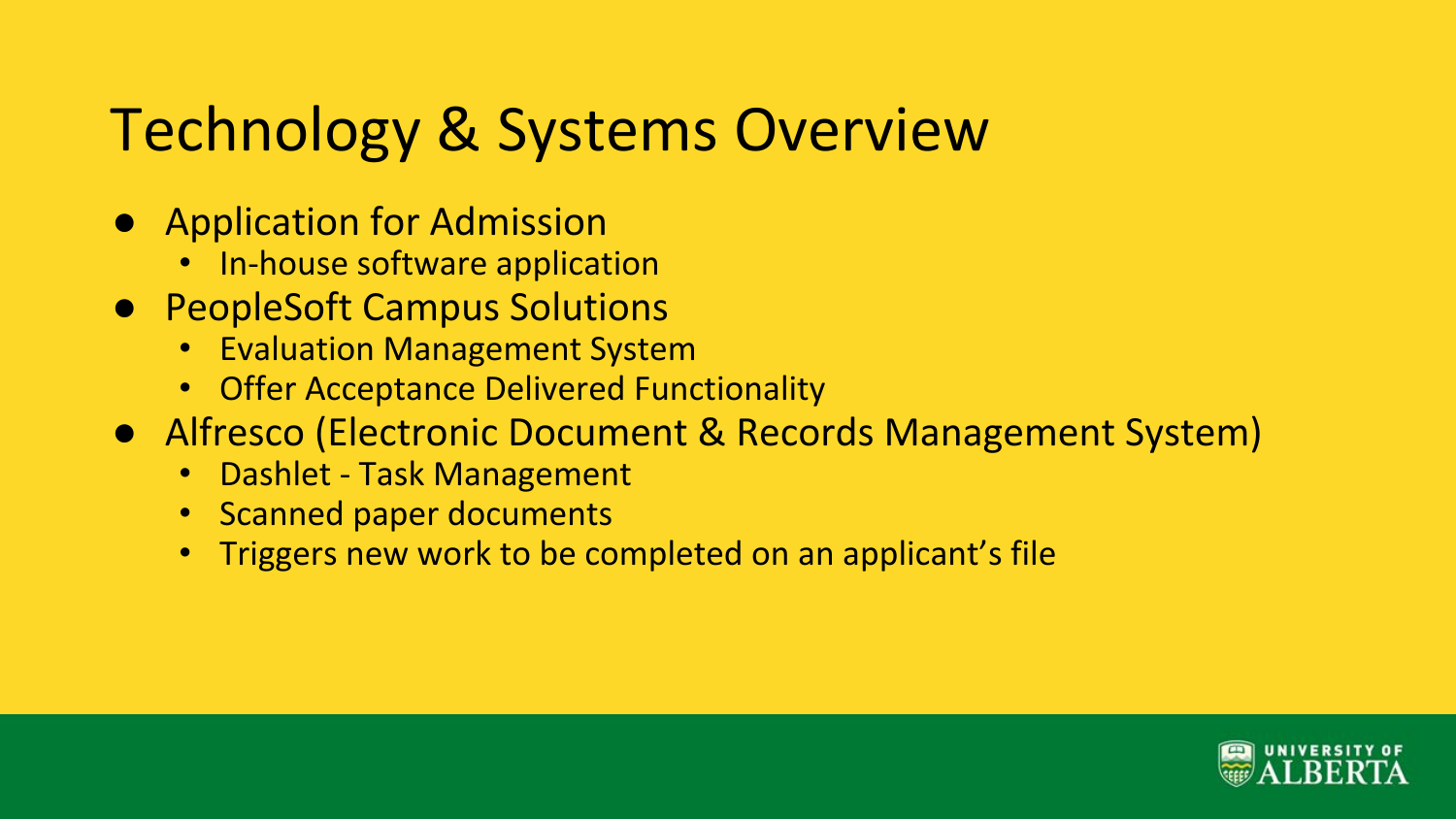# Technology & Systems Overview

- Application for Admission
  - In-house software application
- PeopleSoft Campus Solutions
  - Evaluation Management System
  - Offer Acceptance Delivered Functionality
- Alfresco (Electronic Document & Records Management System)
  - Dashlet - Task Management
  - Scanned paper documents
  - Triggers new work to be completed on an applicant's file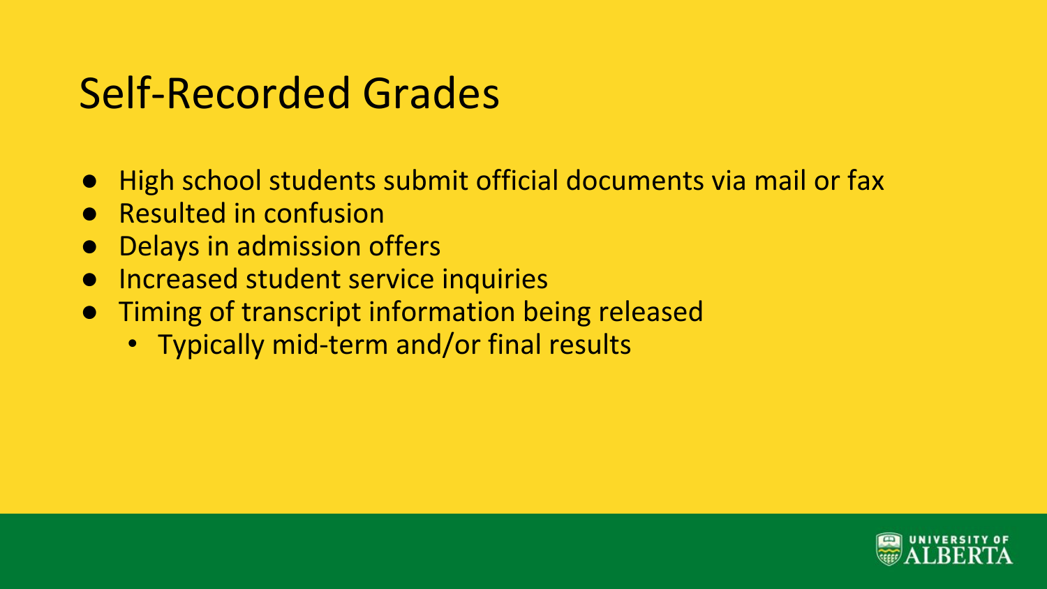# Self-Recorded Grades

- High school students submit official documents via mail or fax
- Resulted in confusion
- Delays in admission offers
- Increased student service inquiries
- Timing of transcript information being released
  - Typically mid-term and/or final results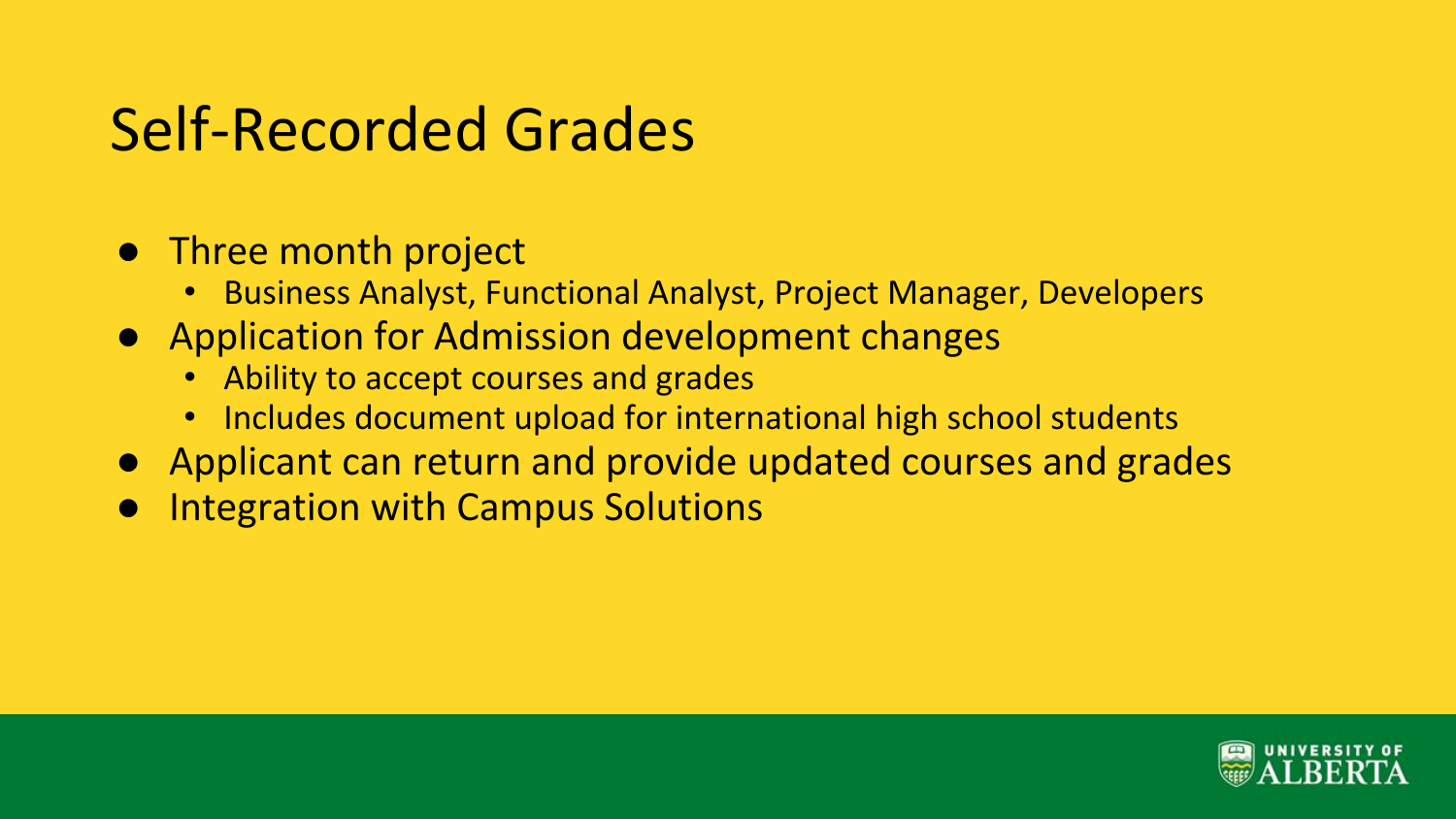# Self-Recorded Grades

- Three month project
  - Business Analyst, Functional Analyst, Project Manager, Developers
- Application for Admission development changes
  - Ability to accept courses and grades
  - Includes document upload for international high school students
- Applicant can return and provide updated courses and grades
- Integration with Campus Solutions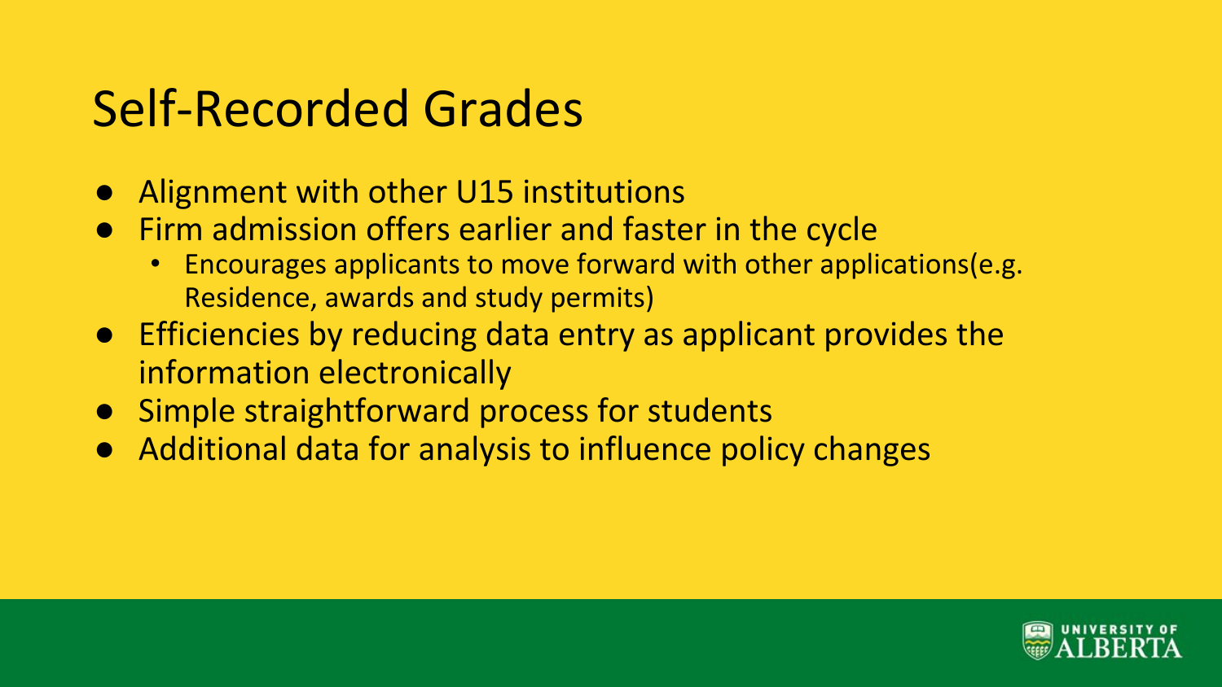# Self-Recorded Grades

- Alignment with other U15 institutions
- Firm admission offers earlier and faster in the cycle
  - Encourages applicants to move forward with other applications(e.g. Residence, awards and study permits)
- Efficiencies by reducing data entry as applicant provides the information electronically
- Simple straightforward process for students
- Additional data for analysis to influence policy changes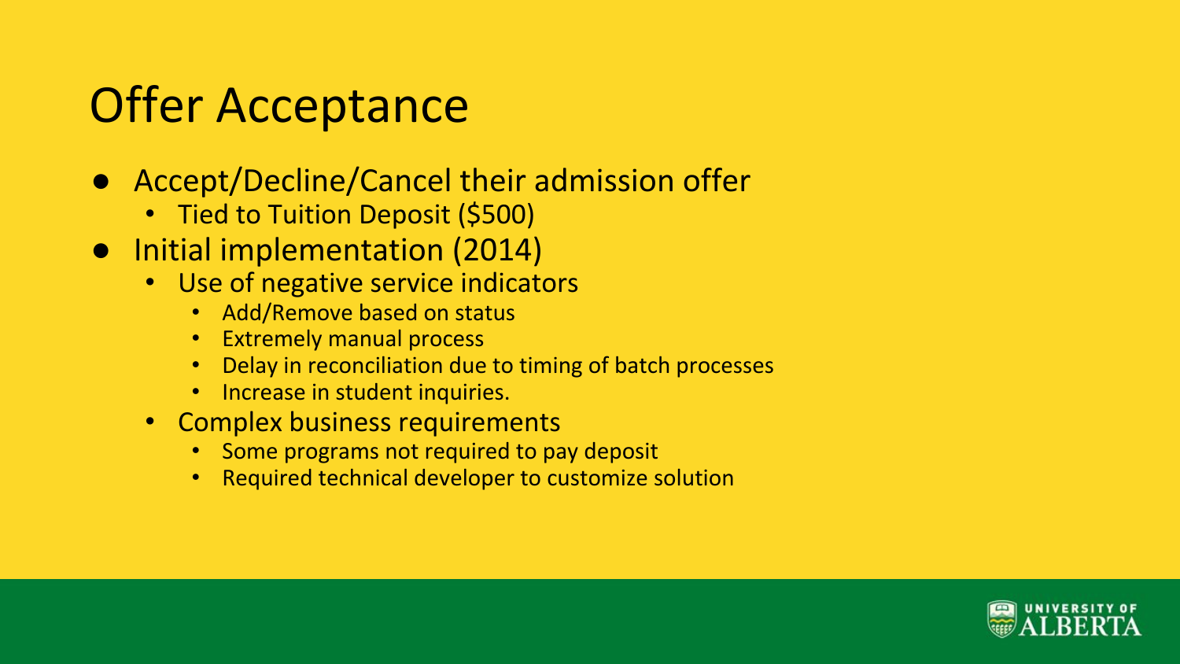# Offer Acceptance

- Accept/Decline/Cancel their admission offer
  - Tied to Tuition Deposit ($500)
- Initial implementation (2014)
  - Use of negative service indicators
    - Add/Remove based on status
    - Extremely manual process
    - Delay in reconciliation due to timing of batch processes
    - Increase in student inquiries.
  - Complex business requirements
    - Some programs not required to pay deposit
    - Required technical developer to customize solution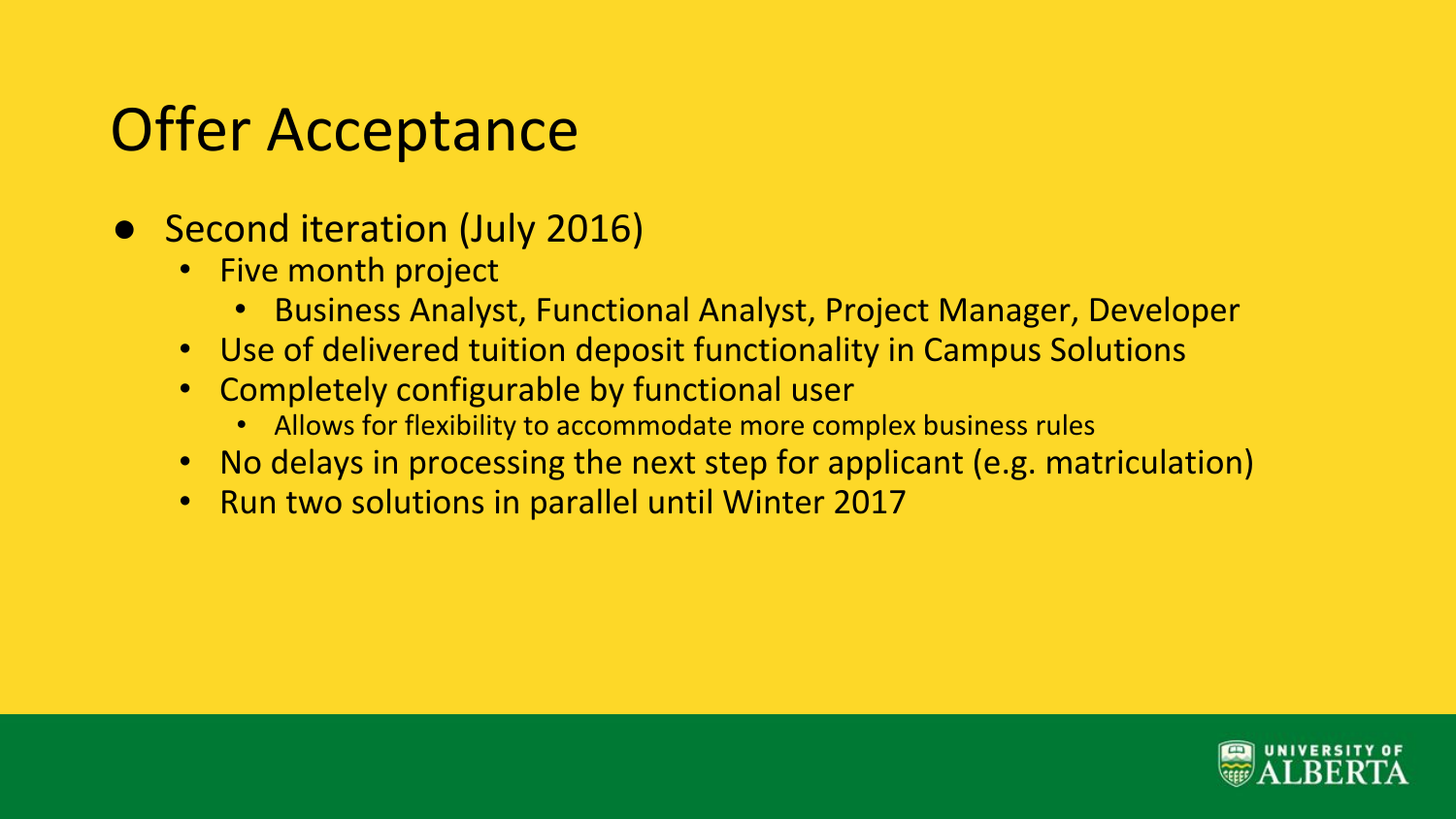# Offer Acceptance

- Second iteration (July 2016)
  - Five month project
    - Business Analyst, Functional Analyst, Project Manager, Developer
  - Use of delivered tuition deposit functionality in Campus Solutions
  - Completely configurable by functional user
    - Allows for flexibility to accommodate more complex business rules
  - No delays in processing the next step for applicant (e.g. matriculation)
  - Run two solutions in parallel until Winter 2017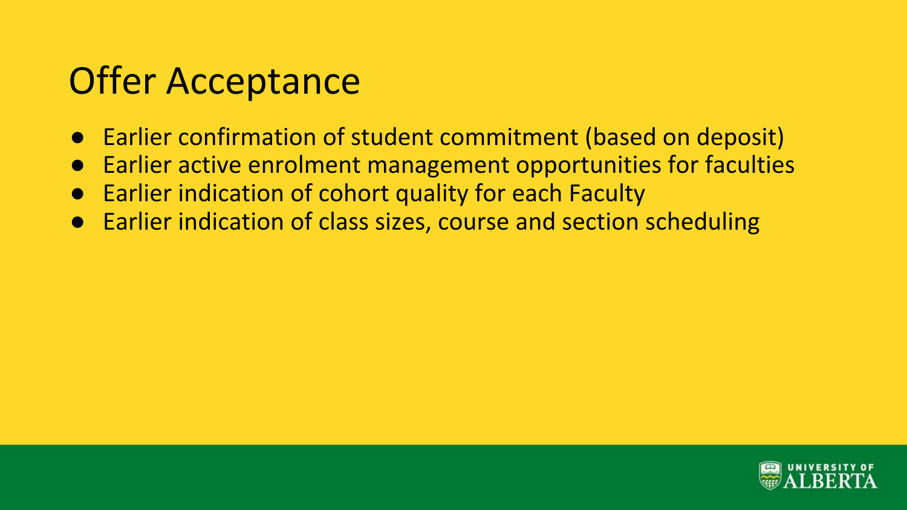# Offer Acceptance

- Earlier confirmation of student commitment (based on deposit)
- Earlier active enrolment management opportunities for faculties
- Earlier indication of cohort quality for each Faculty
- Earlier indication of class sizes, course and section scheduling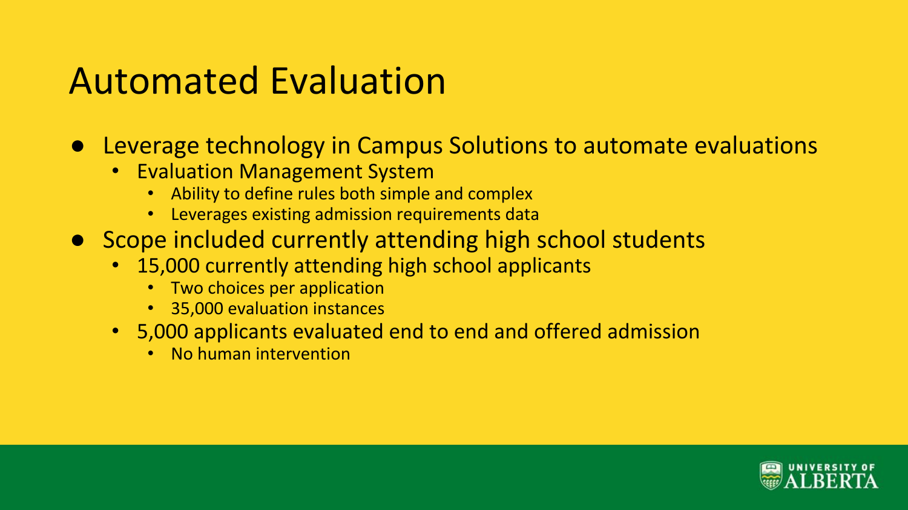# Automated Evaluation

- Leverage technology in Campus Solutions to automate evaluations
  - Evaluation Management System
    - Ability to define rules both simple and complex
    - Leverages existing admission requirements data
- Scope included currently attending high school students
  - 15,000 currently attending high school applicants
    - Two choices per application
    - 35,000 evaluation instances
  - 5,000 applicants evaluated end to end and offered admission
    - No human intervention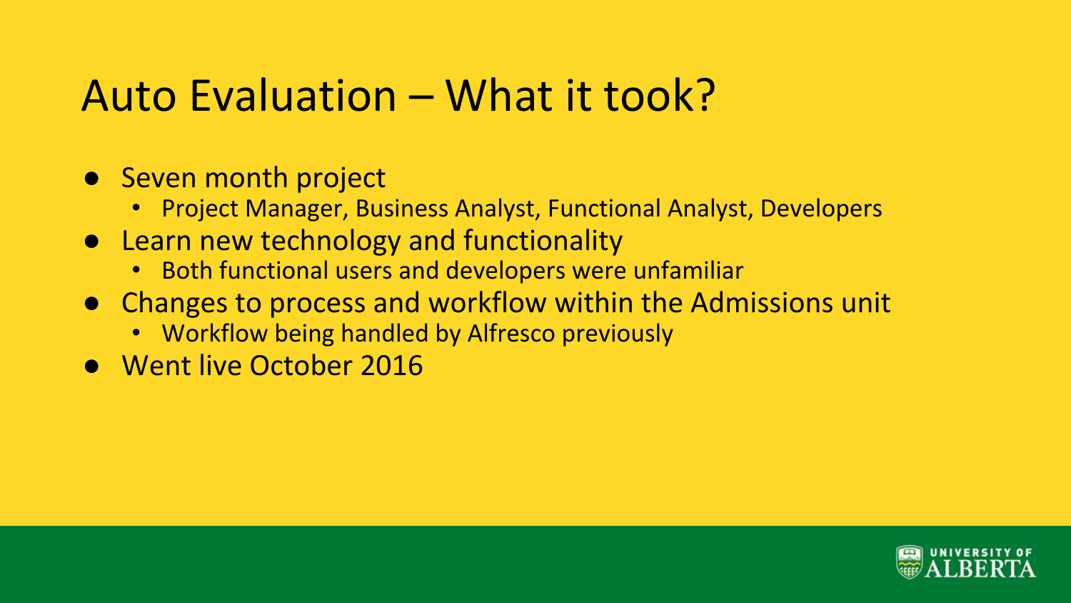# Auto Evaluation – What it took?

- Seven month project
  - Project Manager, Business Analyst, Functional Analyst, Developers
- Learn new technology and functionality
  - Both functional users and developers were unfamiliar
- Changes to process and workflow within the Admissions unit
  - Workflow being handled by Alfresco previously
- Went live October 2016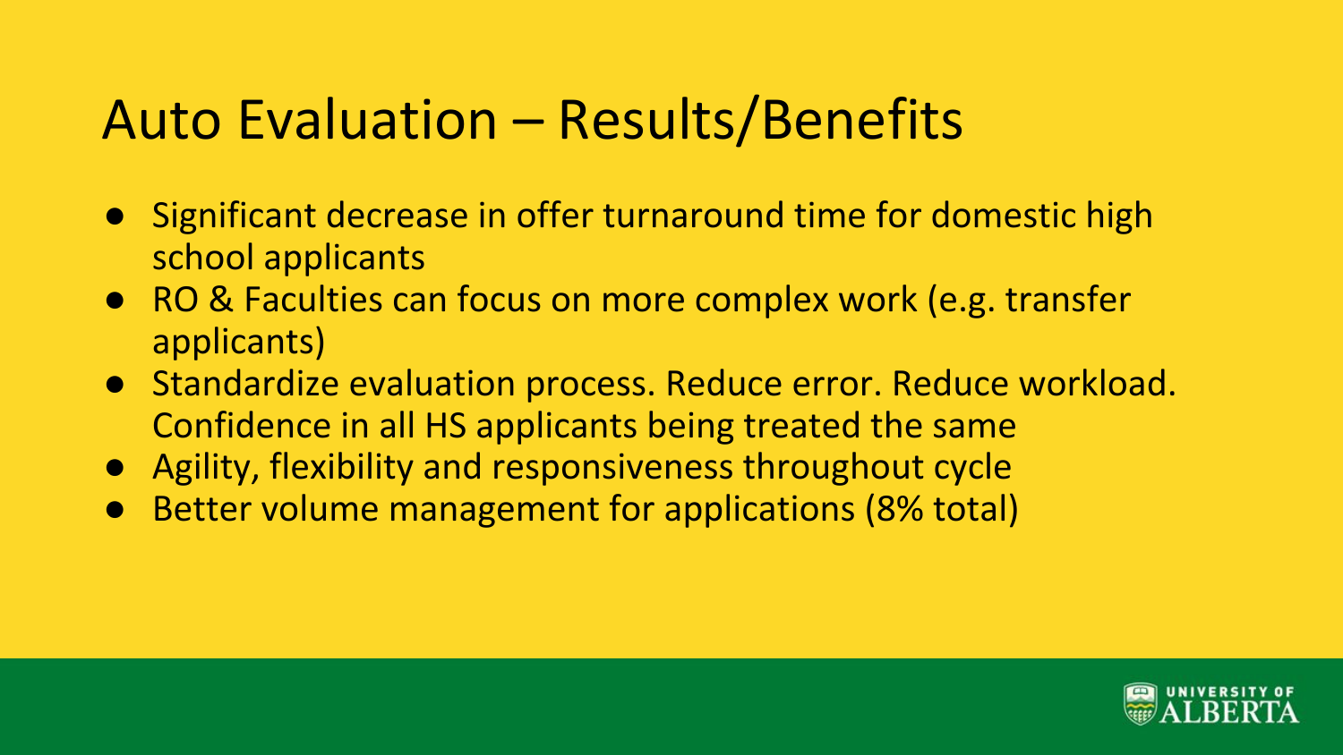# Auto Evaluation – Results/Benefits

- Significant decrease in offer turnaround time for domestic high school applicants
- RO & Faculties can focus on more complex work (e.g. transfer applicants)
- Standardize evaluation process. Reduce error. Reduce workload. Confidence in all HS applicants being treated the same
- Agility, flexibility and responsiveness throughout cycle
- Better volume management for applications (8% total)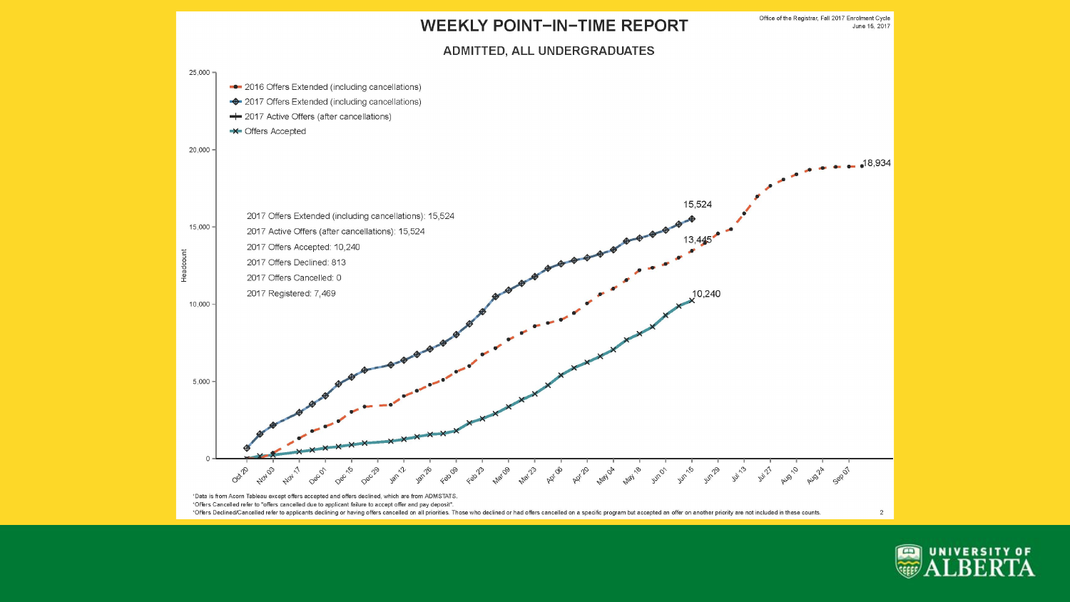Office of the Registrar, Fall 2017 Enrolment Cycle
June 15, 2017

# WEEKLY POINT-IN-TIME REPORT

## ADMITTED, ALL UNDERGRADUATES

- 2016 Offers Extended (including cancellations)
- 2017 Offers Extended (including cancellations)
- 2017 Active Offers (after cancellations)
- Offers Accepted

2017 Offers Extended (including cancellations): 15,524
2017 Active Offers (after cancellations): 15,524
2017 Offers Accepted: 10,240
2017 Offers Declined: 813
2017 Offers Cancelled: 0
2017 Registered: 7,469

15,524
13,445
10,240
18,934

Headcount: 0, 5,000, 10,000, 15,000, 20,000, 25,000

Oct 20, Nov 03, Nov 17, Dec 01, Dec 15, Dec 29, Jan 12, Jan 26, Feb 09, Feb 23, Mar 09, Mar 23, Apr 06, Apr 20, May 04, May 18, Jun 01, Jun 15, Jun 29, Jul 13, Jul 27, Aug 10, Aug 24, Sep 07

*Data is from Acorn Tableau except offers accepted and offers declined, which are from ADMSTATS.
*Offers Cancelled refer to "offers cancelled due to applicant failure to accept offer and pay deposit".
*Offers Declined/Cancelled refer to applicants declining or having offers cancelled on all priorities. Those who declined or had offers cancelled on a specific program but accepted an offer on another priority are not included in these counts.

UNIVERSITY OF ALBERTA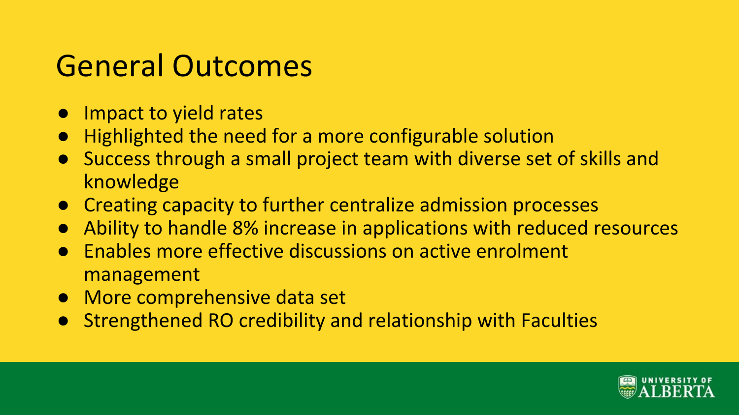# General Outcomes

- Impact to yield rates
- Highlighted the need for a more configurable solution
- Success through a small project team with diverse set of skills and knowledge
- Creating capacity to further centralize admission processes
- Ability to handle 8% increase in applications with reduced resources
- Enables more effective discussions on active enrolment management
- More comprehensive data set
- Strengthened RO credibility and relationship with Faculties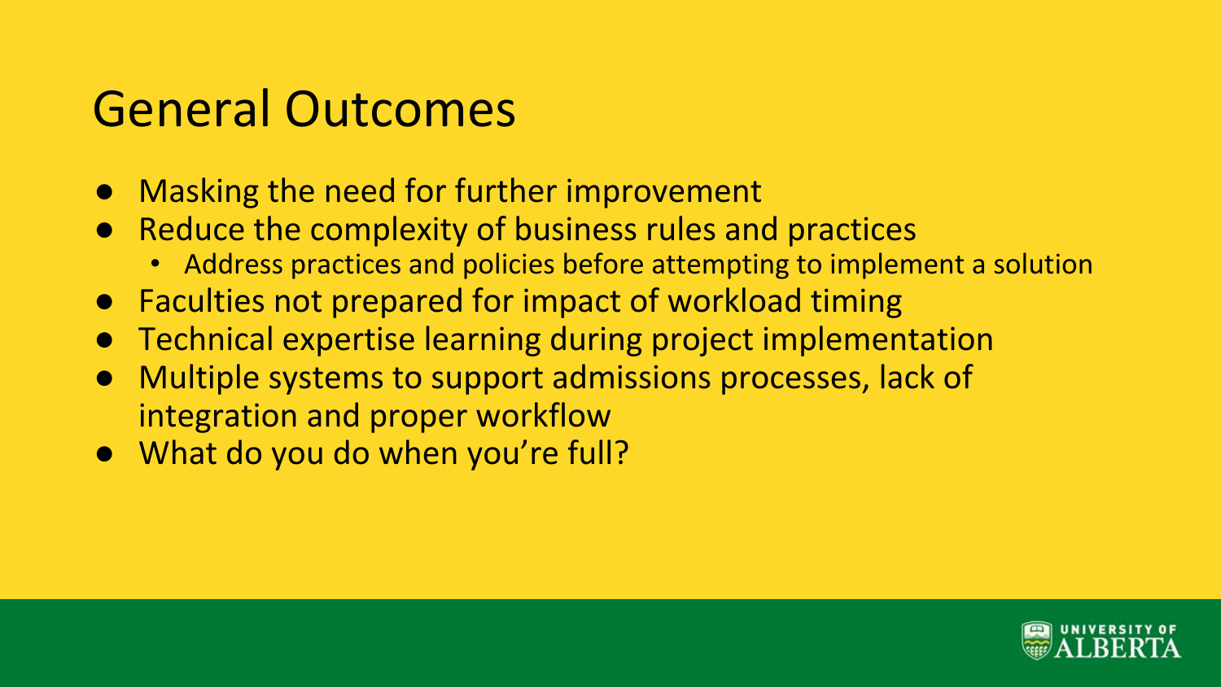# General Outcomes

- Masking the need for further improvement
- Reduce the complexity of business rules and practices
  - Address practices and policies before attempting to implement a solution
- Faculties not prepared for impact of workload timing
- Technical expertise learning during project implementation
- Multiple systems to support admissions processes, lack of integration and proper workflow
- What do you do when you're full?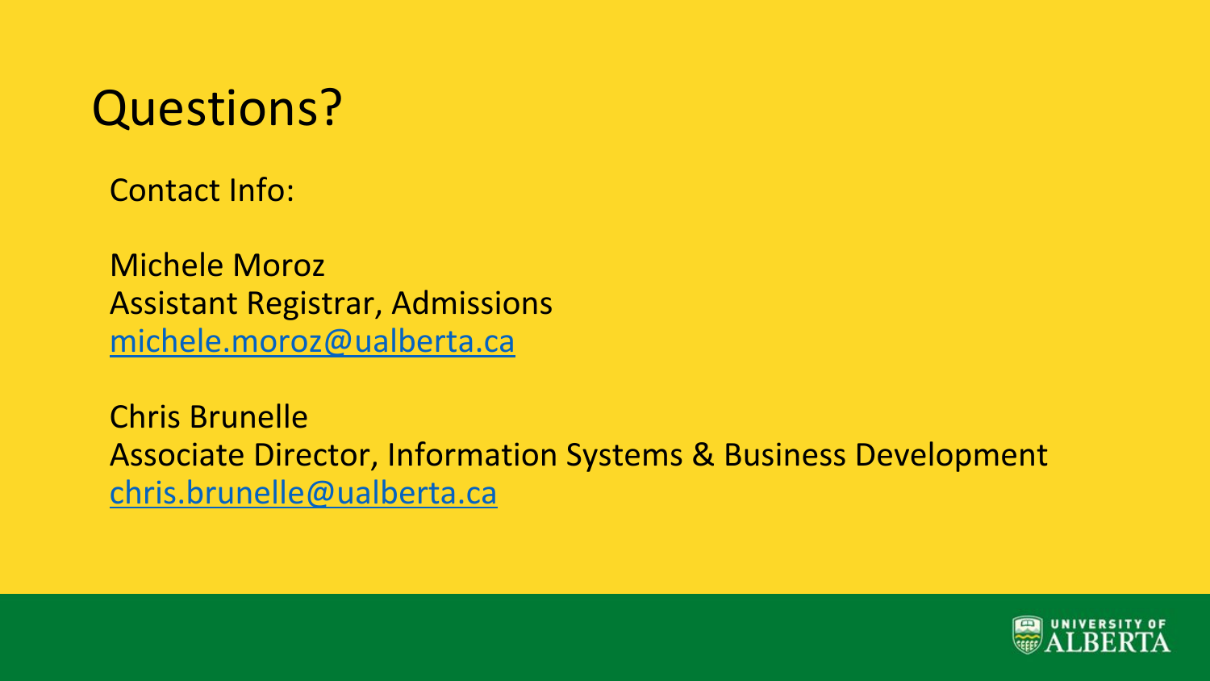# Questions?

Contact Info:

Michele Moroz
Assistant Registrar, Admissions
michele.moroz@ualberta.ca

Chris Brunelle
Associate Director, Information Systems & Business Development
chris.brunelle@ualberta.ca